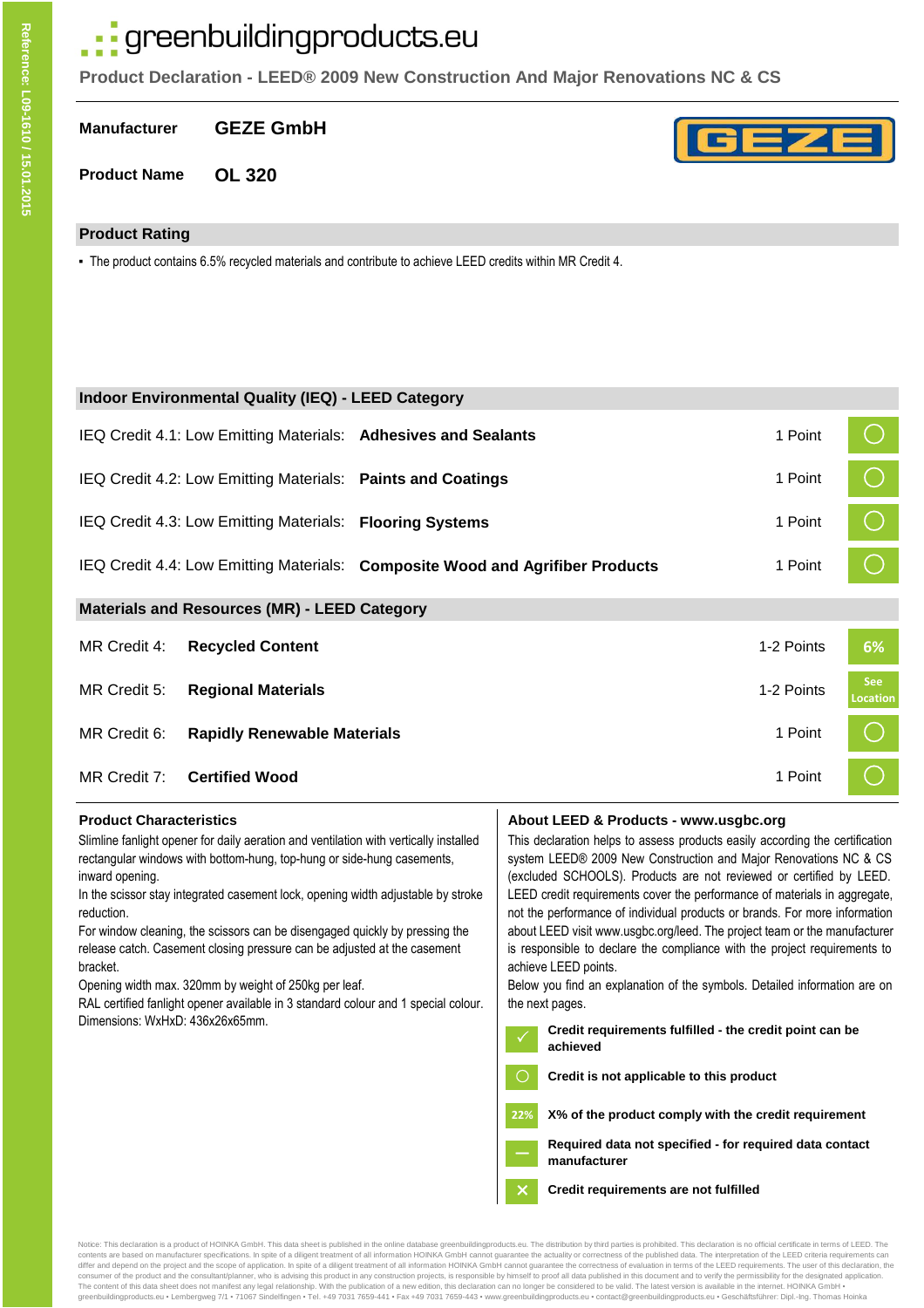Reference: L09-1610 / 15.01.2015

# greenbuildingproducts.eu

**Product Declaration - LEED® 2009 New Construction And Major Renovations NC & CS**

**Manufacturer** GEZE GmbH

**Product Name** OL 320

GEZE

## Product Rating

- The product contains 6.5% recycled materials and contribute to achieve LEED credits within MR Credit 4.

## Indoor Environmental Quality (IEQ) - LEED Category

| Credit | | Points | Rating |
|---|---|---|---|
| IEQ Credit 4.1: Low Emitting Materials: | **Adhesives and Sealants** | 1 Point | ○ |
| IEQ Credit 4.2: Low Emitting Materials: | **Paints and Coatings** | 1 Point | ○ |
| IEQ Credit 4.3: Low Emitting Materials: | **Flooring Systems** | 1 Point | ○ |
| IEQ Credit 4.4: Low Emitting Materials: | **Composite Wood and Agrifiber Products** | 1 Point | ○ |

## Materials and Resources (MR) - LEED Category

| Credit | | Points | Rating |
|---|---|---|---|
| MR Credit 4: | **Recycled Content** | 1-2 Points | 6% |
| MR Credit 5: | **Regional Materials** | 1-2 Points | See Location |
| MR Credit 6: | **Rapidly Renewable Materials** | 1 Point | ○ |
| MR Credit 7: | **Certified Wood** | 1 Point | ○ |

### Product Characteristics

Slimline fanlight opener for daily aeration and ventilation with vertically installed rectangular windows with bottom-hung, top-hung or side-hung casements, inward opening.

In the scissor stay integrated casement lock, opening width adjustable by stroke reduction.

For window cleaning, the scissors can be disengaged quickly by pressing the release catch. Casement closing pressure can be adjusted at the casement bracket.

Opening width max. 320mm by weight of 250kg per leaf.

RAL certified fanlight opener available in 3 standard colour and 1 special colour.

Dimensions: WxHxD: 436x26x65mm.

### About LEED & Products - www.usgbc.org

This declaration helps to assess products easily according the certification system LEED® 2009 New Construction and Major Renovations NC & CS (excluded SCHOOLS). Products are not reviewed or certified by LEED. LEED credit requirements cover the performance of materials in aggregate, not the performance of individual products or brands. For more information about LEED visit www.usgbc.org/leed. The project team or the manufacturer is responsible to declare the compliance with the project requirements to achieve LEED points.

Below you find an explanation of the symbols. Detailed information are on the next pages.

| Symbol | Meaning |
|---|---|
| ✓ | **Credit requirements fulfilled - the credit point can be achieved** |
| ○ | **Credit is not applicable to this product** |
| 22% | **X% of the product comply with the credit requirement** |
| – | **Required data not specified - for required data contact manufacturer** |
| ✕ | **Credit requirements are not fulfilled** |

Notice: This declaration is a product of HOINKA GmbH. This data sheet is published in the online database greenbuildingproducts.eu. The distribution by third parties is prohibited. This declaration is no official certificate in terms of LEED. The contents are based on manufacturer specifications. In spite of a diligent treatment of all information HOINKA GmbH cannot guarantee the actuality or correctness of the published data. The interpretation of the LEED criteria requirements can differ and depend on the project and the scope of application. In spite of a diligent treatment of all information HOINKA GmbH cannot guarantee the correctness of evaluation in terms of the LEED requirements. The user of this declaration, the consumer of the product and the consultant/planner, who is advising this product in any construction projects, is responsible by himself to proof all data published in this document and to verify the permissibility for the designated application. The content of this data sheet does not manifest any legal relationship. With the publication of a new edition, this declaration can no longer be considered to be valid. The latest version is available in the internet. HOINKA GmbH • greenbuildingproducts.eu • Lembergweg 7/1 • 71067 Sindelfingen • Tel. +49 7031 7659-441 • Fax +49 7031 7659-443 • www.greenbuildingproducts.eu • contact@greenbuildingproducts.eu • Geschäftsführer: Dipl.-Ing. Thomas Hoinka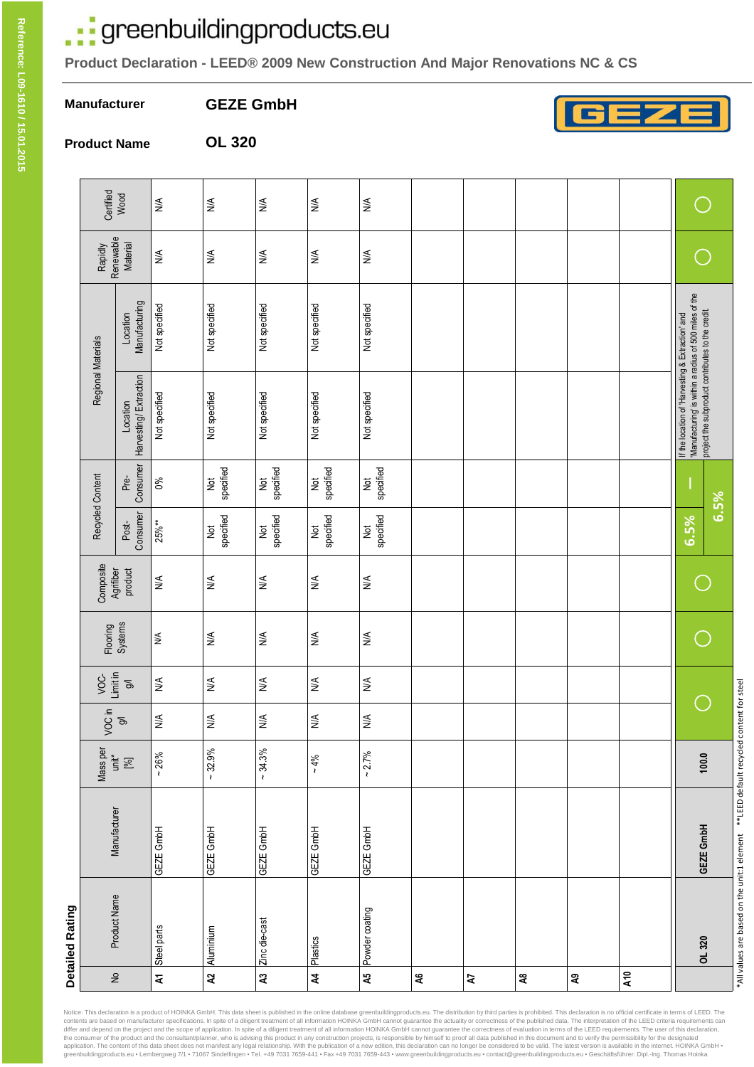# greenbuildingproducts.eu

**Product Declaration - LEED® 2009 New Construction And Major Renovations NC & CS**

**Manufacturer** GEZE GmbH

**Product Name** OL 320

## Detailed Rating

| No | Product Name | Manufacturer | Mass per unit* [%] | VOC in g/l | VOC-Limit in g/l | Flooring Systems | Composite Agrifiber product | Recycled Content | | Regional Materials | | Rapidly Renewable Material | Certified Wood |
|---|---|---|---|---|---|---|---|---|---|---|---|---|---|
| | | | | | | | | Post-Consumer | Pre-Consumer | Location Harvesting/ Extraction | Location Manufacturing | | |
| A1 | Steel parts | GEZE GmbH | ~ 26% | N/A | N/A | N/A | N/A | 25%** | 0% | Not specified | Not specified | N/A | N/A |
| A2 | Aluminium | GEZE GmbH | ~ 32.9% | N/A | N/A | N/A | N/A | Not specified | Not specified | Not specified | Not specified | N/A | N/A |
| A3 | Zinc die-cast | GEZE GmbH | ~ 34.3% | N/A | N/A | N/A | N/A | Not specified | Not specified | Not specified | Not specified | N/A | N/A |
| A4 | Plastics | GEZE GmbH | ~ 4% | N/A | N/A | N/A | N/A | Not specified | Not specified | Not specified | Not specified | N/A | N/A |
| A5 | Powder coating | GEZE GmbH | ~ 2.7% | N/A | N/A | N/A | N/A | Not specified | Not specified | Not specified | Not specified | N/A | N/A |
| A6 | | | | | | | | | | | | | |
| A7 | | | | | | | | | | | | | |
| A8 | | | | | | | | | | | | | |
| A9 | | | | | | | | | | | | | |
| A10 | | | | | | | | | | | | | |
| | OL 320 | GEZE GmbH | 100.0 | ○ | | ○ | ○ | 6.5% | — | If the location of 'Harvesting & Extraction' and 'Manufacturing' is within a radius of 500 miles of the project the subproduct contributes to the credit. | | ○ | ○ |
| | | | | | | | | 6.5% | | | | | |

*All values are based on the unit:1 element **LEED default recycled content for steel

Notice: This declaration is a product of HOINKA GmbH. This data sheet is published in the online database greenbuildingproducts.eu. The distribution by third parties is prohibited. This declaration is no official certificate in terms of LEED. The contents are based on manufacturer specifications. In spite of a diligent treatment of all information HOINKA GmbH cannot guarantee the actuality or correctness of the published data. The interpretation of the LEED criteria requirements can differ and depend on the project and the scope of application. In spite of a diligent treatment of all information HOINKA GmbH cannot guarantee the correctness of evaluation in terms of the LEED requirements. The user of this declaration, the consumer of the product and the consultant/planner, who is advising this product in any construction projects, is responsible by himself to proof all data published in this document and to verify the permissibility for the designated application. The content of this data sheet does not manifest any legal relationship. With the publication of a new edition, this declaration can no longer be considered to be valid. The latest version is available in the internet. HOINKA GmbH • greenbuildingproducts.eu • Lembergweg 7/1 • 71067 Sindelfingen • Tel. +49 7031 7659-441 • Fax +49 7031 7659-443 • www.greenbuildingproducts.eu • contact@greenbuildingproducts.eu • Geschäftsführer: Dipl.-Ing. Thomas Hoinka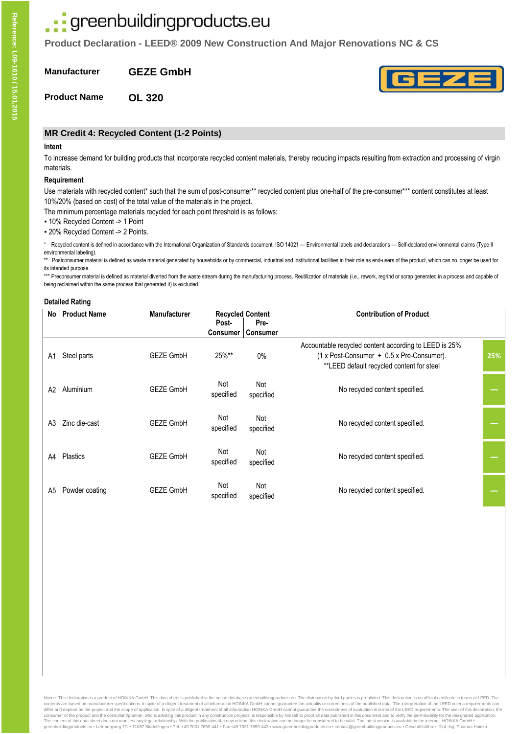# greenbuildingproducts.eu

**Product Declaration - LEED® 2009 New Construction And Major Renovations NC & CS**

**Manufacturer** **GEZE GmbH**

**Product Name** **OL 320**

## MR Credit 4: Recycled Content (1-2 Points)

### Intent

To increase demand for building products that incorporate recycled content materials, thereby reducing impacts resulting from extraction and processing of virgin materials.

### Requirement

Use materials with recycled content* such that the sum of post-consumer** recycled content plus one-half of the pre-consumer*** content constitutes at least 10%/20% (based on cost) of the total value of the materials in the project.

The minimum percentage materials recycled for each point threshold is as follows:

- 10% Recycled Content -> 1 Point
- 20% Recycled Content -> 2 Points.

\* Recycled content is defined in accordance with the International Organization of Standards document, ISO 14021 — Environmental labels and declarations — Self-declared environmental claims (Type II environmental labeling).

** Postconsumer material is defined as waste material generated by households or by commercial, industrial and institutional facilities in their role as end-users of the product, which can no longer be used for its intended purpose.

*** Preconsumer material is defined as material diverted from the waste stream during the manufacturing process. Reutilization of materials (i.e., rework, regrind or scrap generated in a process and capable of being reclaimed within the same process that generated it) is excluded.

### Detailed Rating

| No | Product Name | Manufacturer | Recycled Content Post-Consumer | Recycled Content Pre-Consumer | Contribution of Product | |
|---|---|---|---|---|---|---|
| A1 | Steel parts | GEZE GmbH | 25%** | 0% | Accountable recycled content according to LEED is 25% (1 x Post-Consumer + 0.5 x Pre-Consumer). **LEED default recycled content for steel | 25% |
| A2 | Aluminium | GEZE GmbH | Not specified | Not specified | No recycled content specified. | – |
| A3 | Zinc die-cast | GEZE GmbH | Not specified | Not specified | No recycled content specified. | – |
| A4 | Plastics | GEZE GmbH | Not specified | Not specified | No recycled content specified. | – |
| A5 | Powder coating | GEZE GmbH | Not specified | Not specified | No recycled content specified. | – |

Notice: This declaration is a product of HOINKA GmbH. This data sheet is published in the online database greenbuildingproducts.eu. The distribution by third parties is prohibited. This declaration is no official certificate in terms of LEED. The contents are based on manufacturer specifications. In spite of a diligent treatment of all information HOINKA GmbH cannot guarantee the actuality or correctness of the published data. The interpretation of the LEED criteria requirements can differ and depend on the project and the scope of application. In spite of a diligent treatment of all information HOINKA GmbH cannot guarantee the correctness of evaluation in terms of the LEED requirements. The user of this declaration, the consumer of the product and the consultant/planner, who is advising this product in any construction projects, is responsible by himself to proof all data published in this document and to verify the permissibility for the designated application. The content of this data sheet does not manifest any legal relationship. With the publication of a new edition, this declaration can no longer be considered to be valid. The latest version is available in the internet. HOINKA GmbH • greenbuildingproducts.eu • Lembergweg 7/1 • 71067 Sindelfingen • Tel. +49 7031 7659-441 • Fax +49 7031 7659-443 • www.greenbuildingproducts.eu • contact@greenbuildingproducts.eu • Geschäftsführer: Dipl.-Ing. Thomas Hoinka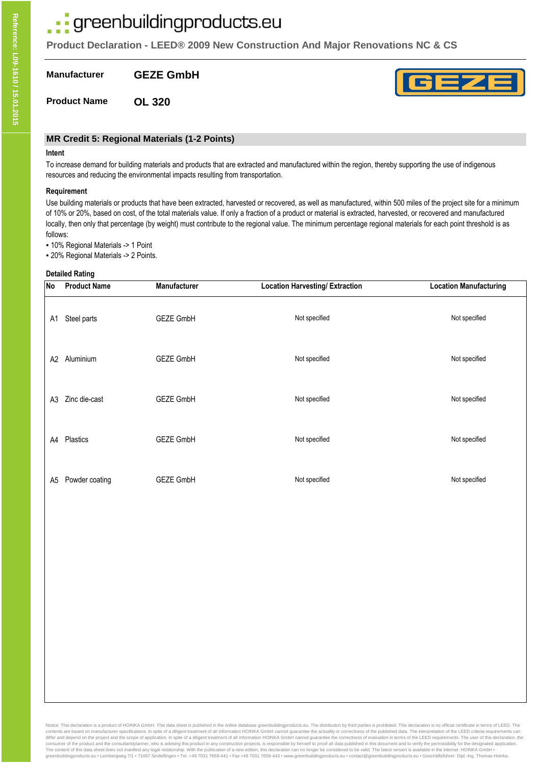# greenbuildingproducts.eu

**Product Declaration - LEED® 2009 New Construction And Major Renovations NC & CS**

**Manufacturer** **GEZE GmbH**

**Product Name** **OL 320**

## MR Credit 5: Regional Materials (1-2 Points)

### Intent

To increase demand for building materials and products that are extracted and manufactured within the region, thereby supporting the use of indigenous resources and reducing the environmental impacts resulting from transportation.

### Requirement

Use building materials or products that have been extracted, harvested or recovered, as well as manufactured, within 500 miles of the project site for a minimum of 10% or 20%, based on cost, of the total materials value. If only a fraction of a product or material is extracted, harvested, or recovered and manufactured locally, then only that percentage (by weight) must contribute to the regional value. The minimum percentage regional materials for each point threshold is as follows:

- 10% Regional Materials -> 1 Point
- 20% Regional Materials -> 2 Points.

### Detailed Rating

| No | Product Name | Manufacturer | Location Harvesting/ Extraction | Location Manufacturing |
|---|---|---|---|---|
| A1 | Steel parts | GEZE GmbH | Not specified | Not specified |
| A2 | Aluminium | GEZE GmbH | Not specified | Not specified |
| A3 | Zinc die-cast | GEZE GmbH | Not specified | Not specified |
| A4 | Plastics | GEZE GmbH | Not specified | Not specified |
| A5 | Powder coating | GEZE GmbH | Not specified | Not specified |

Notice: This declaration is a product of HOINKA GmbH. This data sheet is published in the online database greenbuildingproducts.eu. The distribution by third parties is prohibited. This declaration is no official certificate in terms of LEED. The contents are based on manufacturer specifications. In spite of a diligent treatment of all information HOINKA GmbH cannot guarantee the actuality or correctness of the published data. The interpretation of the LEED criteria requirements can differ and depend on the project and the scope of application. In spite of a diligent treatment of all information HOINKA GmbH cannot guarantee the correctness of evaluation in terms of the LEED requirements. The user of this declaration, the consumer of the product and the consultant/planner, who is advising this product in any construction projects, is responsible by himself to proof all data published in this document and to verify the permissibility for the designated application. The content of this data sheet does not manifest any legal relationship. With the publication of a new edition, this declaration can no longer be considered to be valid. The latest version is available in the internet. HOINKA GmbH • greenbuildingproducts.eu • Lembergweg 7/1 • 71067 Sindelfingen • Tel. +49 7031 7659-441 • Fax +49 7031 7659-443 • www.greenbuildingproducts.eu • contact@greenbuildingproducts.eu • Geschäftsführer: Dipl.-Ing. Thomas Hoinka